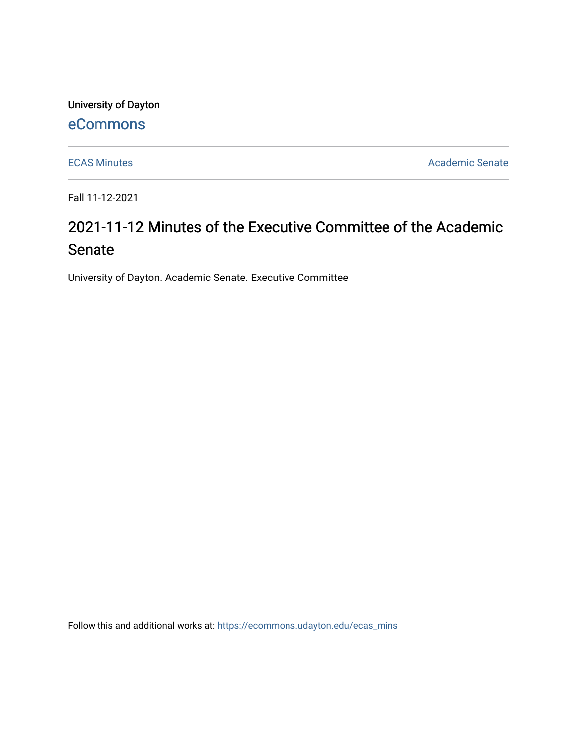University of Dayton

eCommons

ECAS Minutes

Academic Senate

Fall 11-12-2021

# 2021-11-12 Minutes of the Executive Committee of the Academic Senate

University of Dayton. Academic Senate. Executive Committee

Follow this and additional works at: https://ecommons.udayton.edu/ecas_mins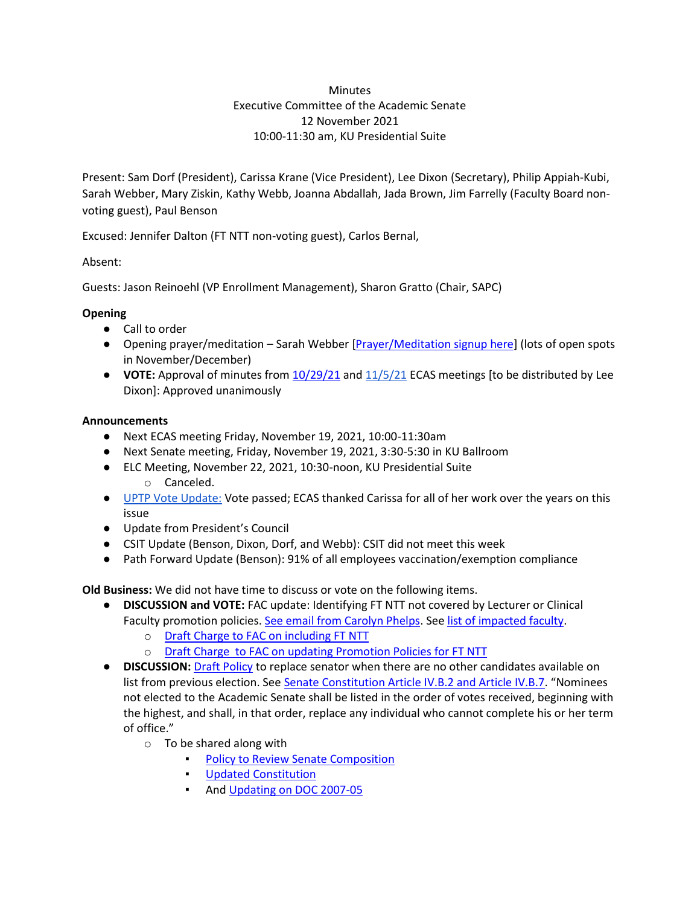Minutes
Executive Committee of the Academic Senate
12 November 2021
10:00-11:30 am, KU Presidential Suite

Present: Sam Dorf (President), Carissa Krane (Vice President), Lee Dixon (Secretary), Philip Appiah-Kubi, Sarah Webber, Mary Ziskin, Kathy Webb, Joanna Abdallah, Jada Brown, Jim Farrelly (Faculty Board non-voting guest), Paul Benson

Excused: Jennifer Dalton (FT NTT non-voting guest), Carlos Bernal,

Absent:

Guests: Jason Reinoehl (VP Enrollment Management), Sharon Gratto (Chair, SAPC)

**Opening**

- Call to order
- Opening prayer/meditation – Sarah Webber [Prayer/Meditation signup here] (lots of open spots in November/December)
- **VOTE:** Approval of minutes from 10/29/21 and 11/5/21 ECAS meetings [to be distributed by Lee Dixon]: Approved unanimously

**Announcements**

- Next ECAS meeting Friday, November 19, 2021, 10:00-11:30am
- Next Senate meeting, Friday, November 19, 2021, 3:30-5:30 in KU Ballroom
- ELC Meeting, November 22, 2021, 10:30-noon, KU Presidential Suite
  - Canceled.
- UPTP Vote Update: Vote passed; ECAS thanked Carissa for all of her work over the years on this issue
- Update from President's Council
- CSIT Update (Benson, Dixon, Dorf, and Webb): CSIT did not meet this week
- Path Forward Update (Benson): 91% of all employees vaccination/exemption compliance

**Old Business:** We did not have time to discuss or vote on the following items.

- **DISCUSSION and VOTE:** FAC update: Identifying FT NTT not covered by Lecturer or Clinical Faculty promotion policies. See email from Carolyn Phelps. See list of impacted faculty.
  - Draft Charge to FAC on including FT NTT
  - Draft Charge to FAC on updating Promotion Policies for FT NTT
- **DISCUSSION:** Draft Policy to replace senator when there are no other candidates available on list from previous election. See Senate Constitution Article IV.B.2 and Article IV.B.7. "Nominees not elected to the Academic Senate shall be listed in the order of votes received, beginning with the highest, and shall, in that order, replace any individual who cannot complete his or her term of office."
  - To be shared along with
    - Policy to Review Senate Composition
    - Updated Constitution
    - And Updating on DOC 2007-05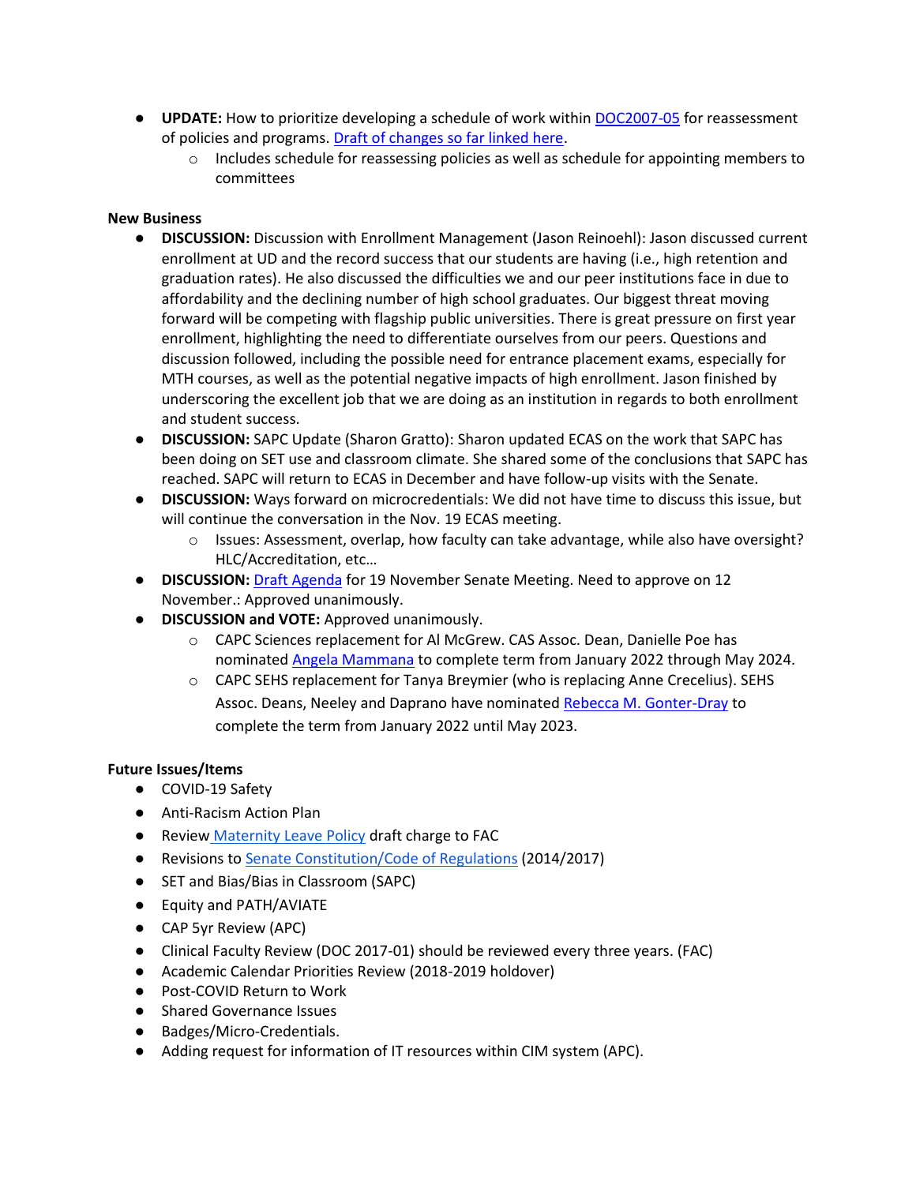- **UPDATE:** How to prioritize developing a schedule of work within [DOC2007-05]() for reassessment of policies and programs. [Draft of changes so far linked here]().
    - Includes schedule for reassessing policies as well as schedule for appointing members to committees

**New Business**

- **DISCUSSION:** Discussion with Enrollment Management (Jason Reinoehl): Jason discussed current enrollment at UD and the record success that our students are having (i.e., high retention and graduation rates). He also discussed the difficulties we and our peer institutions face in due to affordability and the declining number of high school graduates. Our biggest threat moving forward will be competing with flagship public universities. There is great pressure on first year enrollment, highlighting the need to differentiate ourselves from our peers. Questions and discussion followed, including the possible need for entrance placement exams, especially for MTH courses, as well as the potential negative impacts of high enrollment. Jason finished by underscoring the excellent job that we are doing as an institution in regards to both enrollment and student success.
- **DISCUSSION:** SAPC Update (Sharon Gratto): Sharon updated ECAS on the work that SAPC has been doing on SET use and classroom climate. She shared some of the conclusions that SAPC has reached. SAPC will return to ECAS in December and have follow-up visits with the Senate.
- **DISCUSSION:** Ways forward on microcredentials: We did not have time to discuss this issue, but will continue the conversation in the Nov. 19 ECAS meeting.
    - Issues: Assessment, overlap, how faculty can take advantage, while also have oversight? HLC/Accreditation, etc…
- **DISCUSSION:** [Draft Agenda]() for 19 November Senate Meeting. Need to approve on 12 November.: Approved unanimously.
- **DISCUSSION and VOTE:** Approved unanimously.
    - CAPC Sciences replacement for Al McGrew. CAS Assoc. Dean, Danielle Poe has nominated [Angela Mammana]() to complete term from January 2022 through May 2024.
    - CAPC SEHS replacement for Tanya Breymier (who is replacing Anne Crecelius). SEHS Assoc. Deans, Neeley and Daprano have nominated [Rebecca M. Gonter-Dray]() to complete the term from January 2022 until May 2023.

**Future Issues/Items**

- COVID-19 Safety
- Anti-Racism Action Plan
- Review [Maternity Leave Policy]() draft charge to FAC
- Revisions to [Senate Constitution/Code of Regulations]() (2014/2017)
- SET and Bias/Bias in Classroom (SAPC)
- Equity and PATH/AVIATE
- CAP 5yr Review (APC)
- Clinical Faculty Review (DOC 2017-01) should be reviewed every three years. (FAC)
- Academic Calendar Priorities Review (2018-2019 holdover)
- Post-COVID Return to Work
- Shared Governance Issues
- Badges/Micro-Credentials.
- Adding request for information of IT resources within CIM system (APC).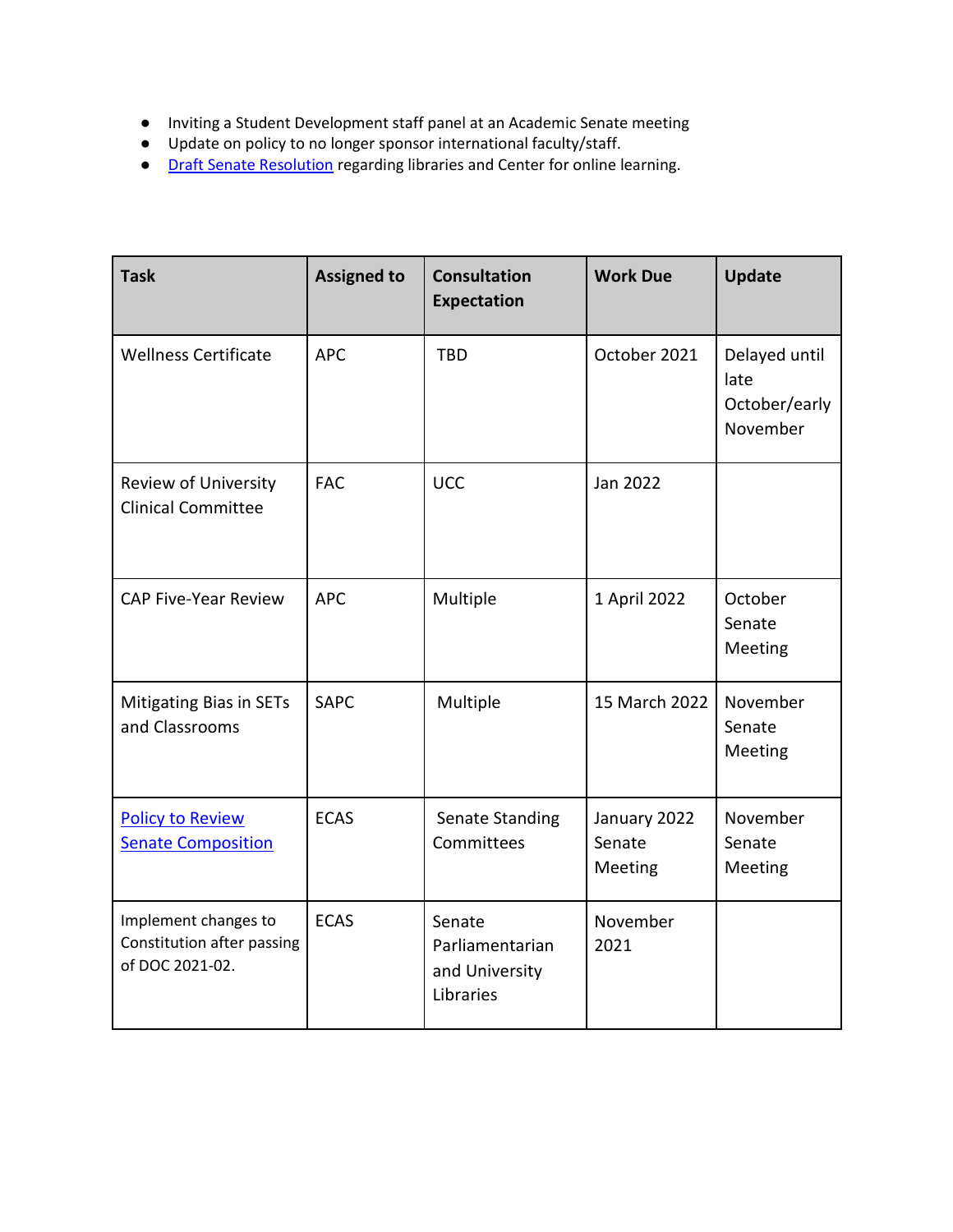- Inviting a Student Development staff panel at an Academic Senate meeting
- Update on policy to no longer sponsor international faculty/staff.
- Draft Senate Resolution regarding libraries and Center for online learning.

| Task | Assigned to | Consultation Expectation | Work Due | Update |
|---|---|---|---|---|
| Wellness Certificate | APC | TBD | October 2021 | Delayed until late October/early November |
| Review of University Clinical Committee | FAC | UCC | Jan 2022 | |
| CAP Five-Year Review | APC | Multiple | 1 April 2022 | October Senate Meeting |
| Mitigating Bias in SETs and Classrooms | SAPC | Multiple | 15 March 2022 | November Senate Meeting |
| Policy to Review Senate Composition | ECAS | Senate Standing Committees | January 2022 Senate Meeting | November Senate Meeting |
| Implement changes to Constitution after passing of DOC 2021-02. | ECAS | Senate Parliamentarian and University Libraries | November 2021 | |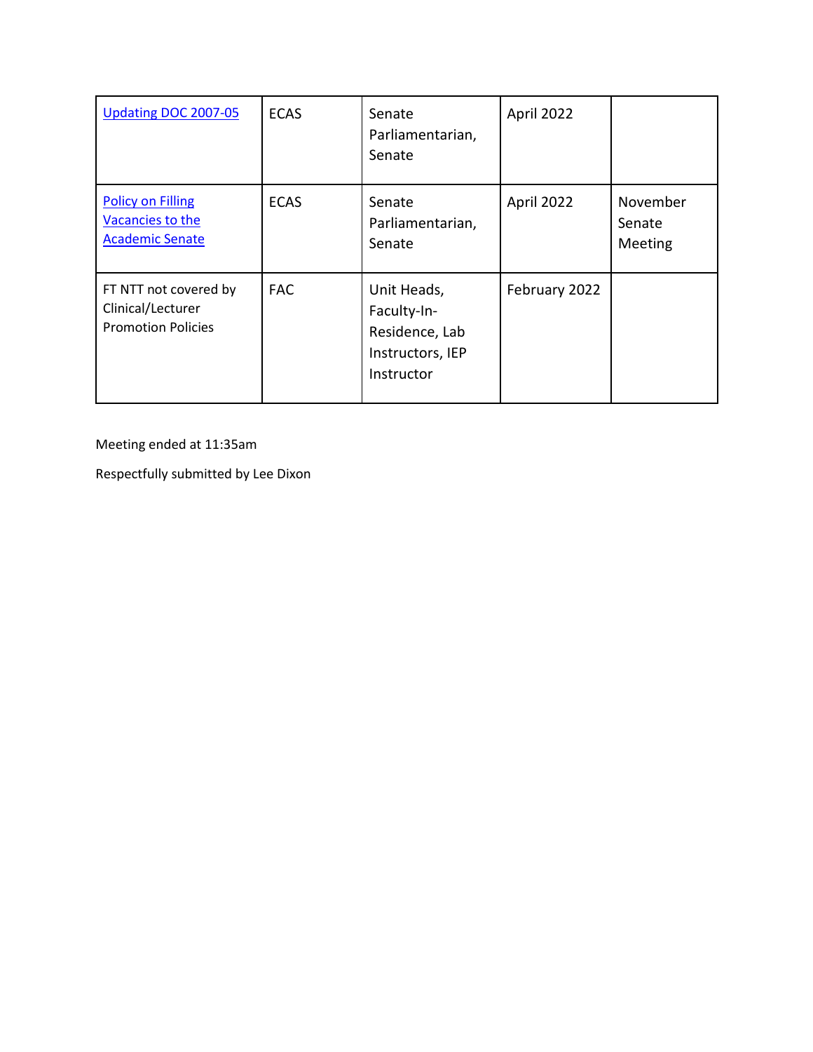| | | | | |
|---|---|---|---|---|
| Updating DOC 2007-05 | ECAS | Senate Parliamentarian, Senate | April 2022 | |
| Policy on Filling Vacancies to the Academic Senate | ECAS | Senate Parliamentarian, Senate | April 2022 | November Senate Meeting |
| FT NTT not covered by Clinical/Lecturer Promotion Policies | FAC | Unit Heads, Faculty-In-Residence, Lab Instructors, IEP Instructor | February 2022 | |

Meeting ended at 11:35am

Respectfully submitted by Lee Dixon